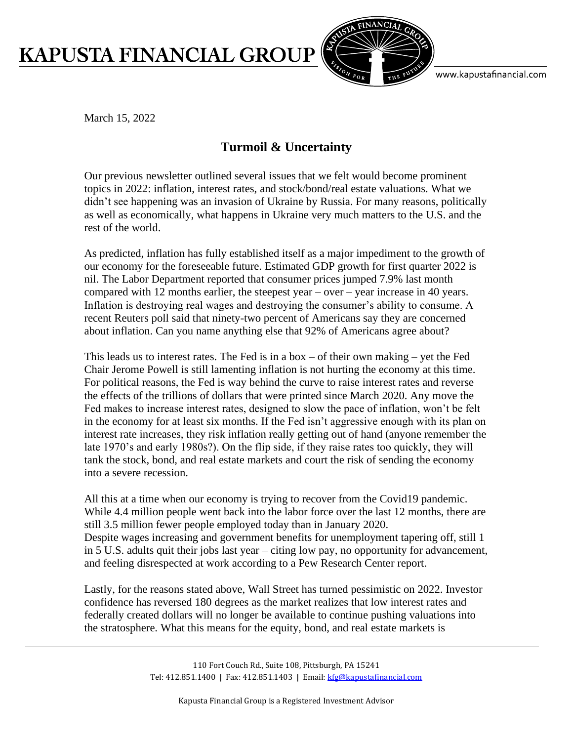March 15, 2022

## Turmoil & Uncertainty

Our previous newsletter outlined several issues that we felt would become prominent topics in 2022: inflation, interest rates, and stock/bond/real estate valuations. What we didn't see happening was an invasion of Ukraine by Russia. For many reasons, politically as well as economically, what happens in Ukraine very much matters to the U.S. and the rest of the world.

As predicted, inflation has fully established itself as a major impediment to the growth of our economy for the foreseeable future. Estimated GDP growth for first quarter 2022 is nil. The Labor Department reported that consumer prices jumped 7.9% last month compared with 12 months earlier, the steepest year – over – year increase in 40 years. Inflation is destroying real wages and destroying the consumer's ability to consume. A recent Reuters poll said that ninety-two percent of Americans say they are concerned about inflation. Can you name anything else that 92% of Americans agree about?

This leads us to interest rates. The Fed is in a box – of their own making – yet the Fed Chair Jerome Powell is still lamenting inflation is not hurting the economy at this time. For political reasons, the Fed is way behind the curve to raise interest rates and reverse the effects of the trillions of dollars that were printed since March 2020. Any move the Fed makes to increase interest rates, designed to slow the pace of inflation, won't be felt in the economy for at least six months. If the Fed isn't aggressive enough with its plan on interest rate increases, they risk inflation really getting out of hand (anyone remember the late 1970's and early 1980s?). On the flip side, if they raise rates too quickly, they will tank the stock, bond, and real estate markets and court the risk of sending the economy into a severe recession.

All this at a time when our economy is trying to recover from the Covid19 pandemic. While 4.4 million people went back into the labor force over the last 12 months, there are still 3.5 million fewer people employed today than in January 2020.
Despite wages increasing and government benefits for unemployment tapering off, still 1 in 5 U.S. adults quit their jobs last year – citing low pay, no opportunity for advancement, and feeling disrespected at work according to a Pew Research Center report.

Lastly, for the reasons stated above, Wall Street has turned pessimistic on 2022. Investor confidence has reversed 180 degrees as the market realizes that low interest rates and federally created dollars will no longer be available to continue pushing valuations into the stratosphere. What this means for the equity, bond, and real estate markets is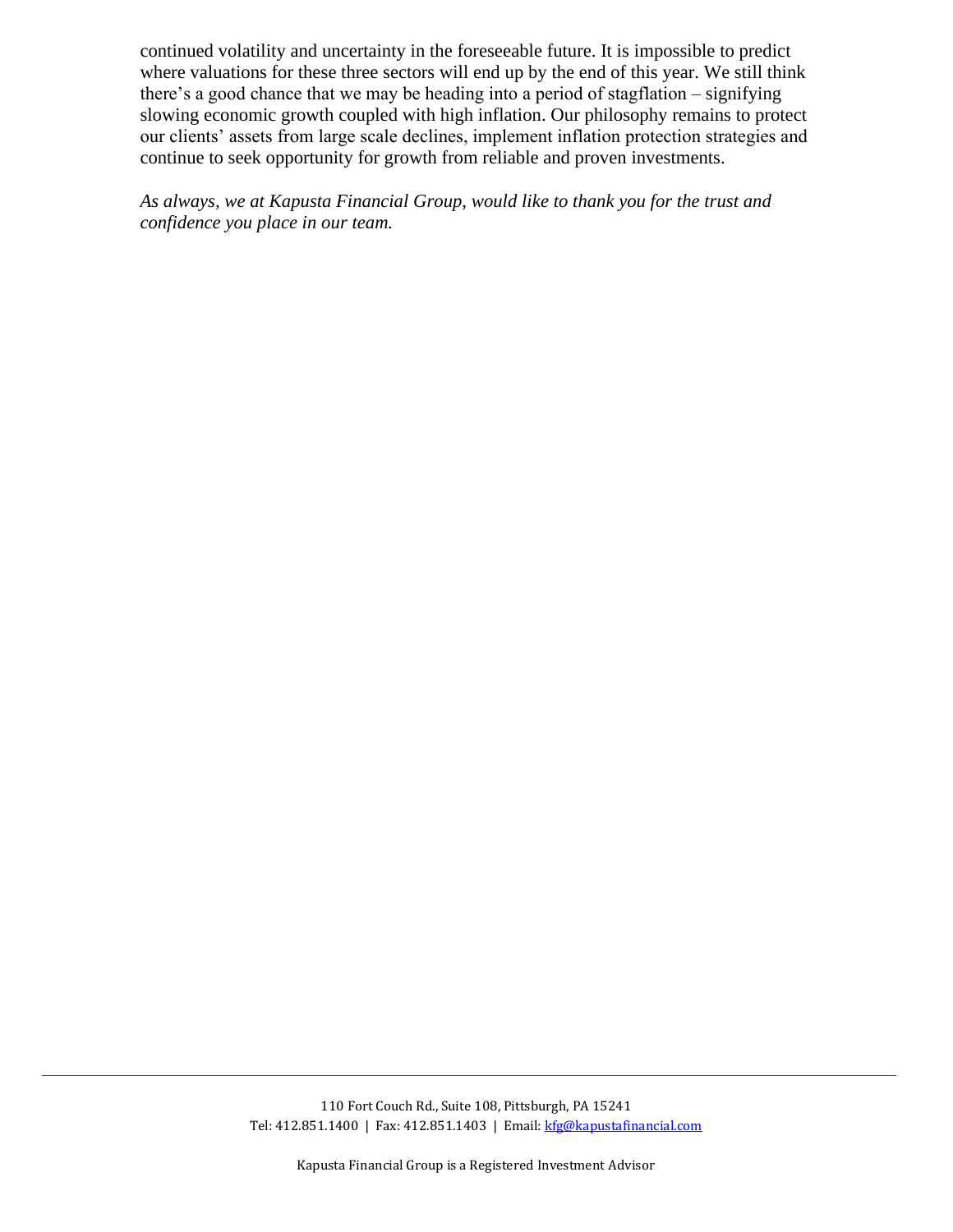continued volatility and uncertainty in the foreseeable future. It is impossible to predict where valuations for these three sectors will end up by the end of this year. We still think there's a good chance that we may be heading into a period of stagflation – signifying slowing economic growth coupled with high inflation. Our philosophy remains to protect our clients' assets from large scale declines, implement inflation protection strategies and continue to seek opportunity for growth from reliable and proven investments.

*As always, we at Kapusta Financial Group, would like to thank you for the trust and confidence you place in our team.*

110 Fort Couch Rd., Suite 108, Pittsburgh, PA 15241
Tel: 412.851.1400 | Fax: 412.851.1403 | Email: kfg@kapustafinancial.com

Kapusta Financial Group is a Registered Investment Advisor